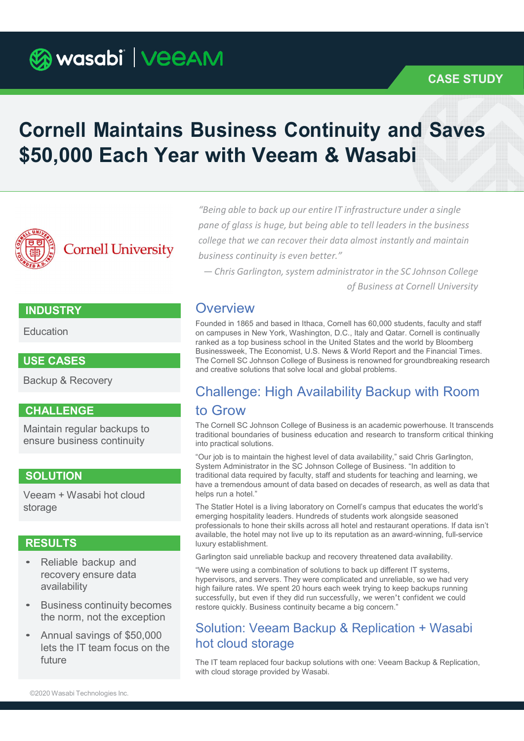CASE STUDY

# Cornell Maintains Business Continuity and Saves $50,000 Each Year with Veeam & Wasabi

Cornell University

*"Being able to back up our entire IT infrastructure under a single pane of glass is huge, but being able to tell leaders in the business college that we can recover their data almost instantly and maintain business continuity is even better."*

*— Chris Garlington, system administrator in the SC Johnson College of Business at Cornell University*

### INDUSTRY

Education

### USE CASES

Backup & Recovery

### CHALLENGE

Maintain regular backups to ensure business continuity

### SOLUTION

Veeam + Wasabi hot cloud storage

### RESULTS

- Reliable backup and recovery ensure data availability
- Business continuity becomes the norm, not the exception
- Annual savings of $50,000 lets the IT team focus on the future

## Overview

Founded in 1865 and based in Ithaca, Cornell has 60,000 students, faculty and staff on campuses in New York, Washington, D.C., Italy and Qatar. Cornell is continually ranked as a top business school in the United States and the world by Bloomberg Businessweek, The Economist, U.S. News & World Report and the Financial Times. The Cornell SC Johnson College of Business is renowned for groundbreaking research and creative solutions that solve local and global problems.

## Challenge: High Availability Backup with Room to Grow

The Cornell SC Johnson College of Business is an academic powerhouse. It transcends traditional boundaries of business education and research to transform critical thinking into practical solutions.

"Our job is to maintain the highest level of data availability," said Chris Garlington, System Administrator in the SC Johnson College of Business. "In addition to traditional data required by faculty, staff and students for teaching and learning, we have a tremendous amount of data based on decades of research, as well as data that helps run a hotel."

The Statler Hotel is a living laboratory on Cornell's campus that educates the world's emerging hospitality leaders. Hundreds of students work alongside seasoned professionals to hone their skills across all hotel and restaurant operations. If data isn't available, the hotel may not live up to its reputation as an award-winning, full-service luxury establishment.

Garlington said unreliable backup and recovery threatened data availability.

"We were using a combination of solutions to back up different IT systems, hypervisors, and servers. They were complicated and unreliable, so we had very high failure rates. We spent 20 hours each week trying to keep backups running successfully, but even if they did run successfully, we weren't confident we could restore quickly. Business continuity became a big concern."

## Solution: Veeam Backup & Replication + Wasabi hot cloud storage

The IT team replaced four backup solutions with one: Veeam Backup & Replication, with cloud storage provided by Wasabi.

©2020 Wasabi Technologies Inc.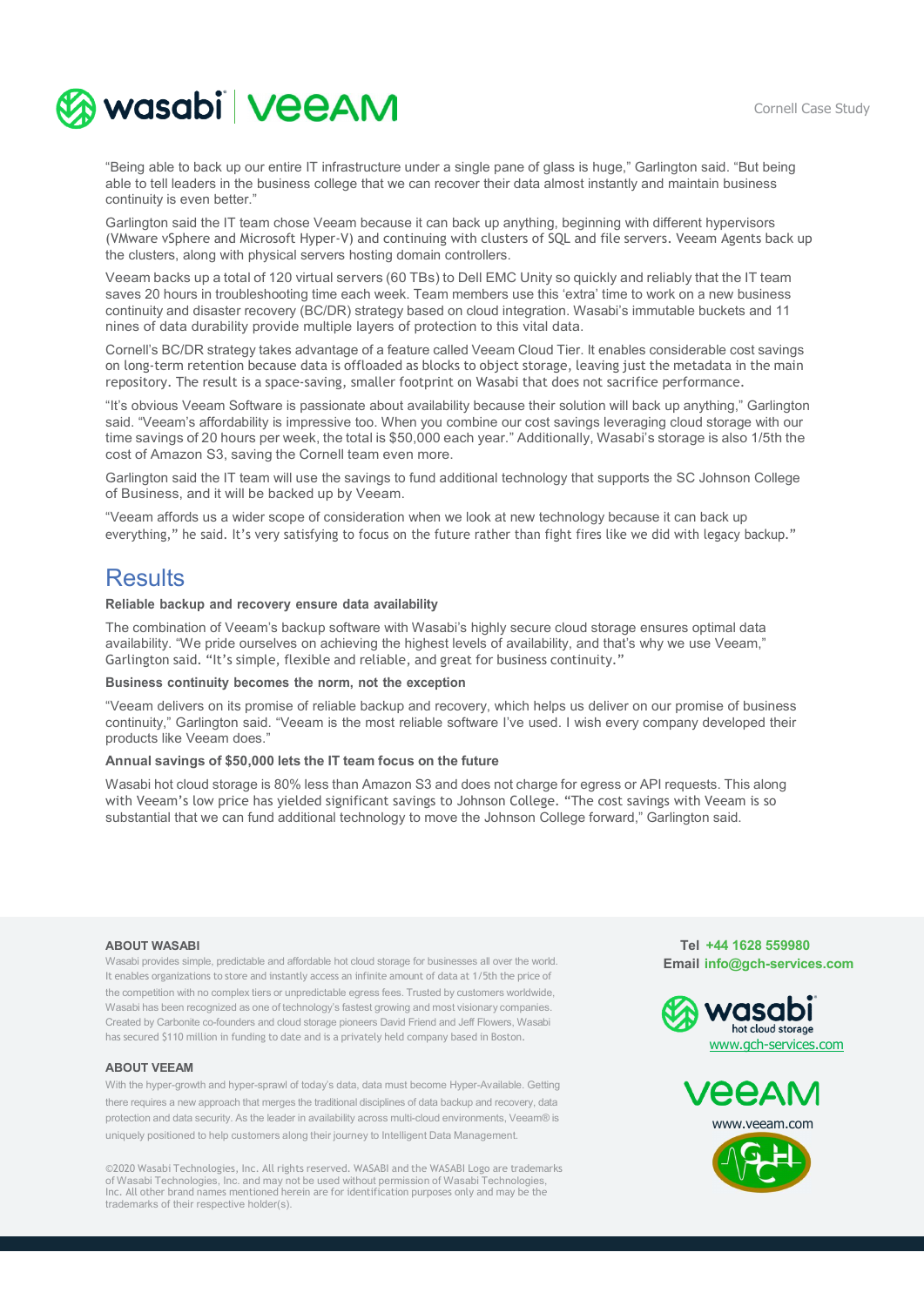"Being able to back up our entire IT infrastructure under a single pane of glass is huge," Garlington said. "But being able to tell leaders in the business college that we can recover their data almost instantly and maintain business continuity is even better."

Garlington said the IT team chose Veeam because it can back up anything, beginning with different hypervisors (VMware vSphere and Microsoft Hyper-V) and continuing with clusters of SQL and file servers. Veeam Agents back up the clusters, along with physical servers hosting domain controllers.

Veeam backs up a total of 120 virtual servers (60 TBs) to Dell EMC Unity so quickly and reliably that the IT team saves 20 hours in troubleshooting time each week. Team members use this 'extra' time to work on a new business continuity and disaster recovery (BC/DR) strategy based on cloud integration. Wasabi's immutable buckets and 11 nines of data durability provide multiple layers of protection to this vital data.

Cornell's BC/DR strategy takes advantage of a feature called Veeam Cloud Tier. It enables considerable cost savings on long-term retention because data is offloaded as blocks to object storage, leaving just the metadata in the main repository. The result is a space-saving, smaller footprint on Wasabi that does not sacrifice performance.

"It's obvious Veeam Software is passionate about availability because their solution will back up anything," Garlington said. "Veeam's affordability is impressive too. When you combine our cost savings leveraging cloud storage with our time savings of 20 hours per week, the total is $50,000 each year." Additionally, Wasabi's storage is also 1/5th the cost of Amazon S3, saving the Cornell team even more.

Garlington said the IT team will use the savings to fund additional technology that supports the SC Johnson College of Business, and it will be backed up by Veeam.

"Veeam affords us a wider scope of consideration when we look at new technology because it can back up everything," he said. It's very satisfying to focus on the future rather than fight fires like we did with legacy backup."

## Results

**Reliable backup and recovery ensure data availability**

The combination of Veeam's backup software with Wasabi's highly secure cloud storage ensures optimal data availability. "We pride ourselves on achieving the highest levels of availability, and that's why we use Veeam," Garlington said. "It's simple, flexible and reliable, and great for business continuity."

**Business continuity becomes the norm, not the exception**

"Veeam delivers on its promise of reliable backup and recovery, which helps us deliver on our promise of business continuity," Garlington said. "Veeam is the most reliable software I've used. I wish every company developed their products like Veeam does."

**Annual savings of $50,000 lets the IT team focus on the future**

Wasabi hot cloud storage is 80% less than Amazon S3 and does not charge for egress or API requests. This along with Veeam's low price has yielded significant savings to Johnson College. "The cost savings with Veeam is so substantial that we can fund additional technology to move the Johnson College forward," Garlington said.

**ABOUT WASABI**

Wasabi provides simple, predictable and affordable hot cloud storage for businesses all over the world. It enables organizations to store and instantly access an infinite amount of data at 1/5th the price of the competition with no complex tiers or unpredictable egress fees. Trusted by customers worldwide, Wasabi has been recognized as one of technology's fastest growing and most visionary companies. Created by Carbonite co-founders and cloud storage pioneers David Friend and Jeff Flowers, Wasabi has secured $110 million in funding to date and is a privately held company based in Boston.

**ABOUT VEEAM**

With the hyper-growth and hyper-sprawl of today's data, data must become Hyper-Available. Getting there requires a new approach that merges the traditional disciplines of data backup and recovery, data protection and data security. As the leader in availability across multi-cloud environments, Veeam® is uniquely positioned to help customers along their journey to Intelligent Data Management.

©2020 Wasabi Technologies, Inc. All rights reserved. WASABI and the WASABI Logo are trademarks of Wasabi Technologies, Inc. and may not be used without permission of Wasabi Technologies, Inc. All other brand names mentioned herein are for identification purposes only and may be the trademarks of their respective holder(s).

**Tel** +44 1628 559980
**Email** info@gch-services.com

wasabi hot cloud storage
www.gch-services.com

veeam
www.veeam.com